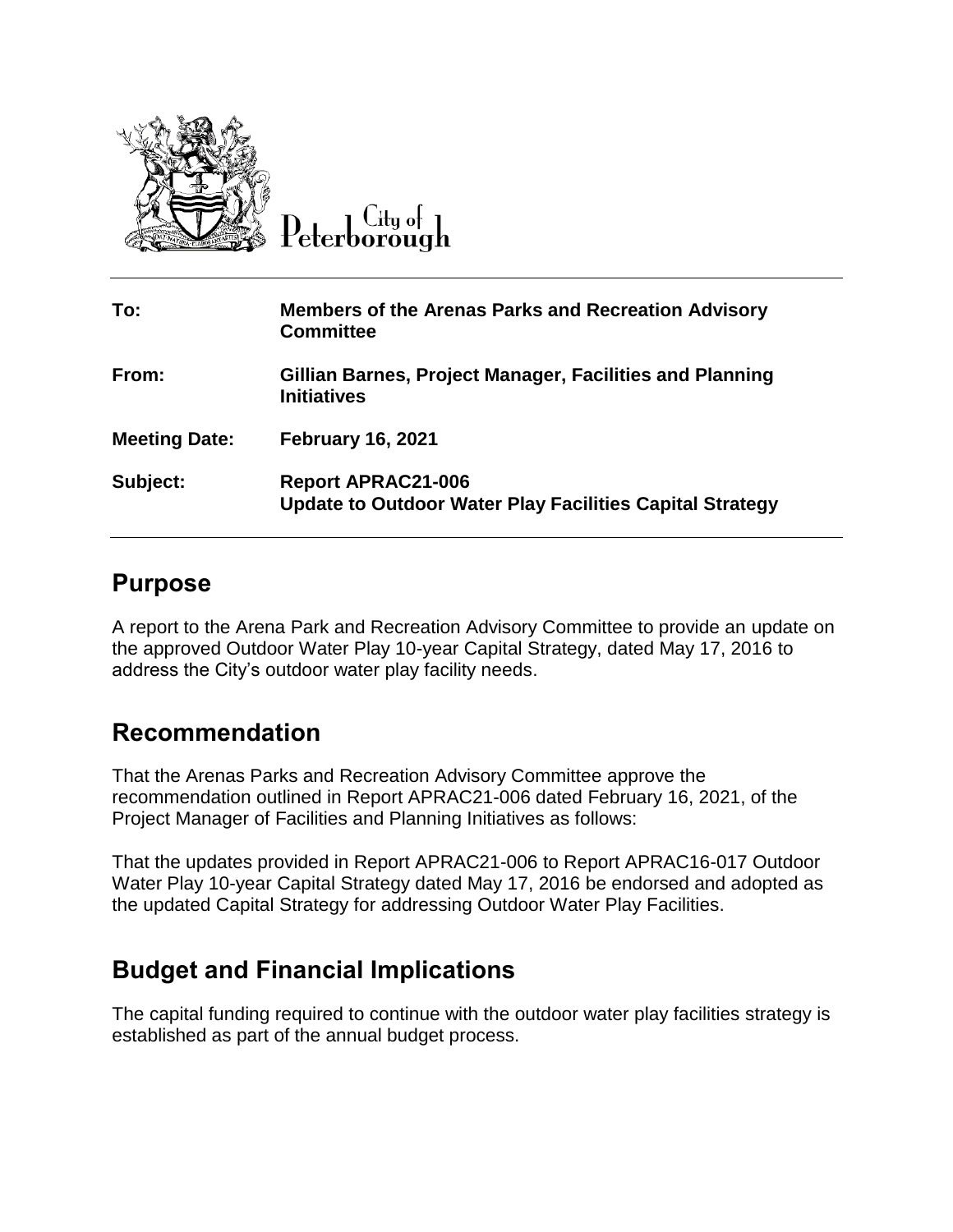City of Peterborough

| | |
|---|---|
| **To:** | **Members of the Arenas Parks and Recreation Advisory Committee** |
| **From:** | **Gillian Barnes, Project Manager, Facilities and Planning Initiatives** |
| **Meeting Date:** | **February 16, 2021** |
| **Subject:** | **Report APRAC21-006**<br>**Update to Outdoor Water Play Facilities Capital Strategy** |

## Purpose

A report to the Arena Park and Recreation Advisory Committee to provide an update on the approved Outdoor Water Play 10-year Capital Strategy, dated May 17, 2016 to address the City's outdoor water play facility needs.

## Recommendation

That the Arenas Parks and Recreation Advisory Committee approve the recommendation outlined in Report APRAC21-006 dated February 16, 2021, of the Project Manager of Facilities and Planning Initiatives as follows:

That the updates provided in Report APRAC21-006 to Report APRAC16-017 Outdoor Water Play 10-year Capital Strategy dated May 17, 2016 be endorsed and adopted as the updated Capital Strategy for addressing Outdoor Water Play Facilities.

## Budget and Financial Implications

The capital funding required to continue with the outdoor water play facilities strategy is established as part of the annual budget process.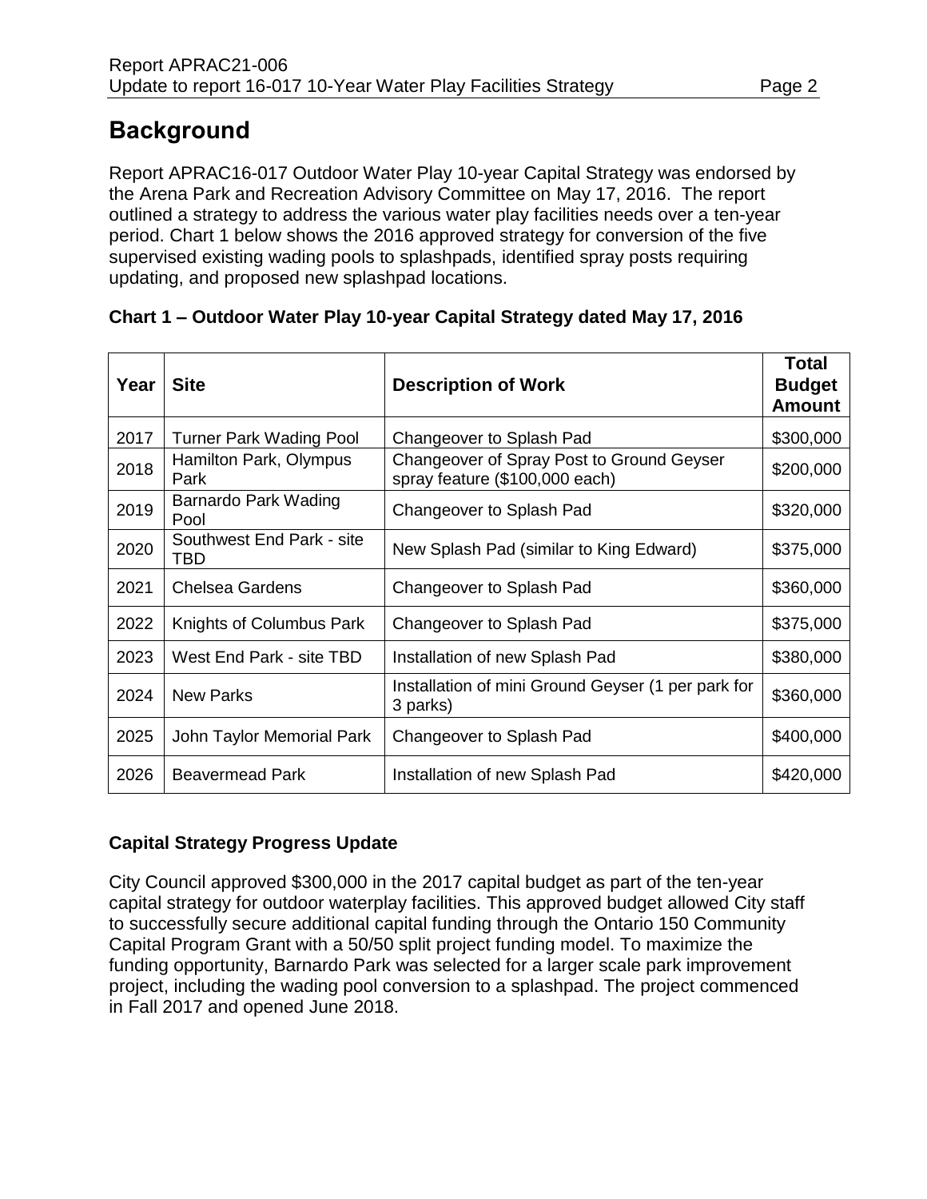# Background

Report APRAC16-017 Outdoor Water Play 10-year Capital Strategy was endorsed by the Arena Park and Recreation Advisory Committee on May 17, 2016. The report outlined a strategy to address the various water play facilities needs over a ten-year period. Chart 1 below shows the 2016 approved strategy for conversion of the five supervised existing wading pools to splashpads, identified spray posts requiring updating, and proposed new splashpad locations.

**Chart 1 – Outdoor Water Play 10-year Capital Strategy dated May 17, 2016**

| Year | Site | Description of Work | Total Budget Amount |
|---|---|---|---|
| 2017 | Turner Park Wading Pool | Changeover to Splash Pad | $300,000 |
| 2018 | Hamilton Park, Olympus Park | Changeover of Spray Post to Ground Geyser spray feature ($100,000 each) | $200,000 |
| 2019 | Barnardo Park Wading Pool | Changeover to Splash Pad | $320,000 |
| 2020 | Southwest End Park - site TBD | New Splash Pad (similar to King Edward) | $375,000 |
| 2021 | Chelsea Gardens | Changeover to Splash Pad | $360,000 |
| 2022 | Knights of Columbus Park | Changeover to Splash Pad | $375,000 |
| 2023 | West End Park - site TBD | Installation of new Splash Pad | $380,000 |
| 2024 | New Parks | Installation of mini Ground Geyser (1 per park for 3 parks) | $360,000 |
| 2025 | John Taylor Memorial Park | Changeover to Splash Pad | $400,000 |
| 2026 | Beavermead Park | Installation of new Splash Pad | $420,000 |

### Capital Strategy Progress Update

City Council approved $300,000 in the 2017 capital budget as part of the ten-year capital strategy for outdoor waterplay facilities. This approved budget allowed City staff to successfully secure additional capital funding through the Ontario 150 Community Capital Program Grant with a 50/50 split project funding model. To maximize the funding opportunity, Barnardo Park was selected for a larger scale park improvement project, including the wading pool conversion to a splashpad. The project commenced in Fall 2017 and opened June 2018.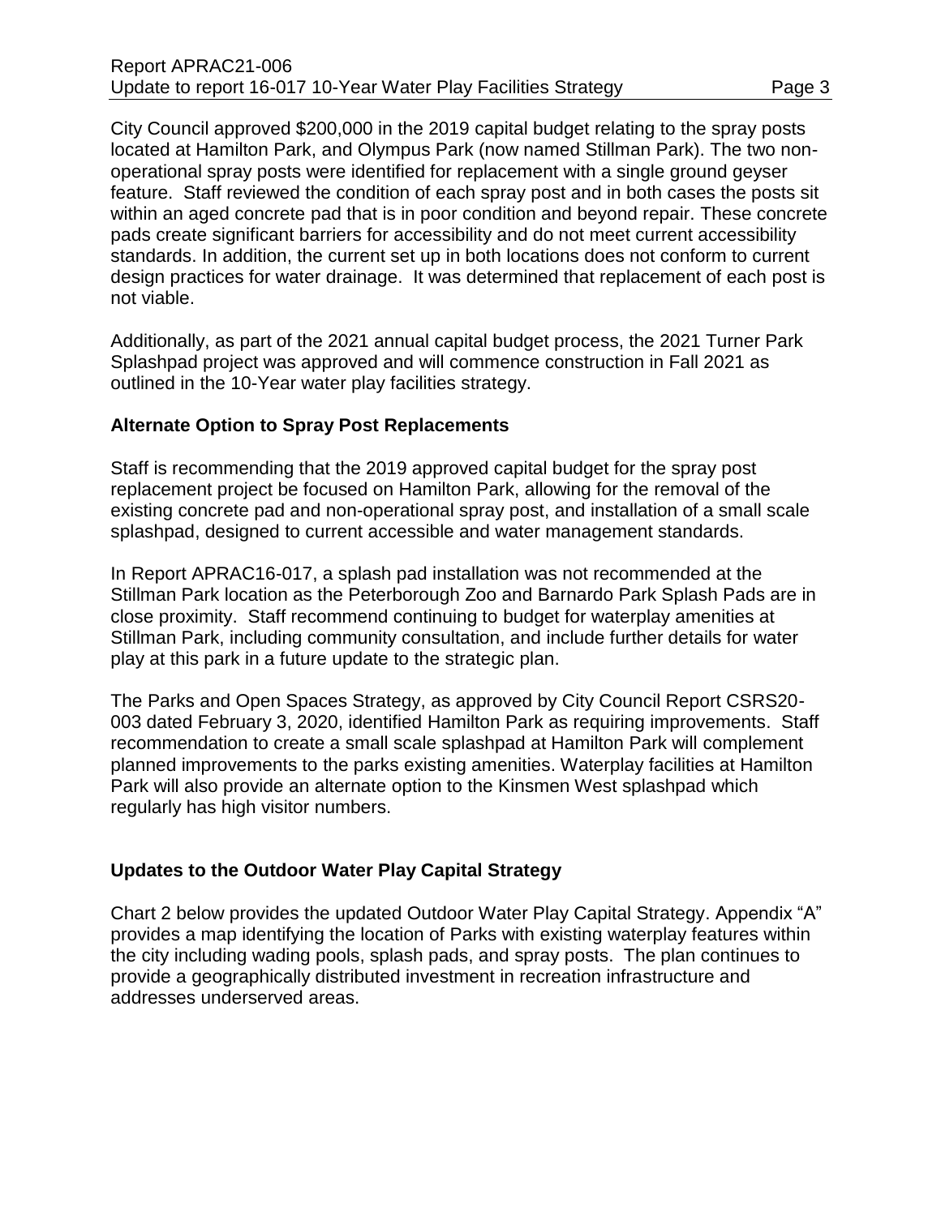City Council approved $200,000 in the 2019 capital budget relating to the spray posts located at Hamilton Park, and Olympus Park (now named Stillman Park). The two non-operational spray posts were identified for replacement with a single ground geyser feature. Staff reviewed the condition of each spray post and in both cases the posts sit within an aged concrete pad that is in poor condition and beyond repair. These concrete pads create significant barriers for accessibility and do not meet current accessibility standards. In addition, the current set up in both locations does not conform to current design practices for water drainage. It was determined that replacement of each post is not viable.

Additionally, as part of the 2021 annual capital budget process, the 2021 Turner Park Splashpad project was approved and will commence construction in Fall 2021 as outlined in the 10-Year water play facilities strategy.

**Alternate Option to Spray Post Replacements**

Staff is recommending that the 2019 approved capital budget for the spray post replacement project be focused on Hamilton Park, allowing for the removal of the existing concrete pad and non-operational spray post, and installation of a small scale splashpad, designed to current accessible and water management standards.

In Report APRAC16-017, a splash pad installation was not recommended at the Stillman Park location as the Peterborough Zoo and Barnardo Park Splash Pads are in close proximity. Staff recommend continuing to budget for waterplay amenities at Stillman Park, including community consultation, and include further details for water play at this park in a future update to the strategic plan.

The Parks and Open Spaces Strategy, as approved by City Council Report CSRS20-003 dated February 3, 2020, identified Hamilton Park as requiring improvements. Staff recommendation to create a small scale splashpad at Hamilton Park will complement planned improvements to the parks existing amenities. Waterplay facilities at Hamilton Park will also provide an alternate option to the Kinsmen West splashpad which regularly has high visitor numbers.

**Updates to the Outdoor Water Play Capital Strategy**

Chart 2 below provides the updated Outdoor Water Play Capital Strategy. Appendix "A" provides a map identifying the location of Parks with existing waterplay features within the city including wading pools, splash pads, and spray posts. The plan continues to provide a geographically distributed investment in recreation infrastructure and addresses underserved areas.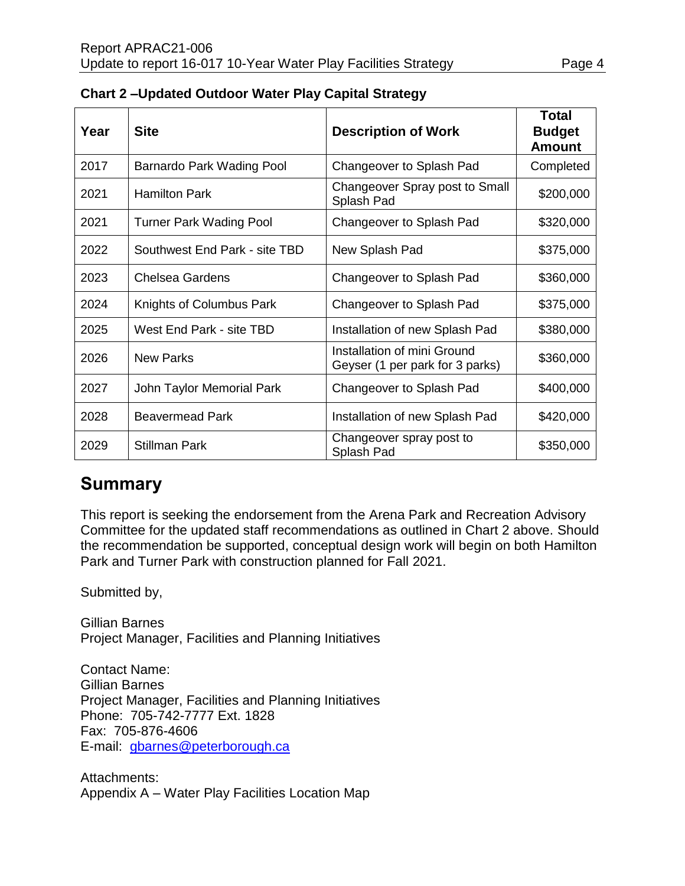**Chart 2 –Updated Outdoor Water Play Capital Strategy**

| Year | Site | Description of Work | Total Budget Amount |
|---|---|---|---|
| 2017 | Barnardo Park Wading Pool | Changeover to Splash Pad | Completed |
| 2021 | Hamilton Park | Changeover Spray post to Small Splash Pad | $200,000 |
| 2021 | Turner Park Wading Pool | Changeover to Splash Pad | $320,000 |
| 2022 | Southwest End Park - site TBD | New Splash Pad | $375,000 |
| 2023 | Chelsea Gardens | Changeover to Splash Pad | $360,000 |
| 2024 | Knights of Columbus Park | Changeover to Splash Pad | $375,000 |
| 2025 | West End Park - site TBD | Installation of new Splash Pad | $380,000 |
| 2026 | New Parks | Installation of mini Ground Geyser (1 per park for 3 parks) | $360,000 |
| 2027 | John Taylor Memorial Park | Changeover to Splash Pad | $400,000 |
| 2028 | Beavermead Park | Installation of new Splash Pad | $420,000 |
| 2029 | Stillman Park | Changeover spray post to Splash Pad | $350,000 |

## Summary

This report is seeking the endorsement from the Arena Park and Recreation Advisory Committee for the updated staff recommendations as outlined in Chart 2 above. Should the recommendation be supported, conceptual design work will begin on both Hamilton Park and Turner Park with construction planned for Fall 2021.

Submitted by,

Gillian Barnes
Project Manager, Facilities and Planning Initiatives

Contact Name:
Gillian Barnes
Project Manager, Facilities and Planning Initiatives
Phone: 705-742-7777 Ext. 1828
Fax: 705-876-4606
E-mail: gbarnes@peterborough.ca

Attachments:
Appendix A – Water Play Facilities Location Map